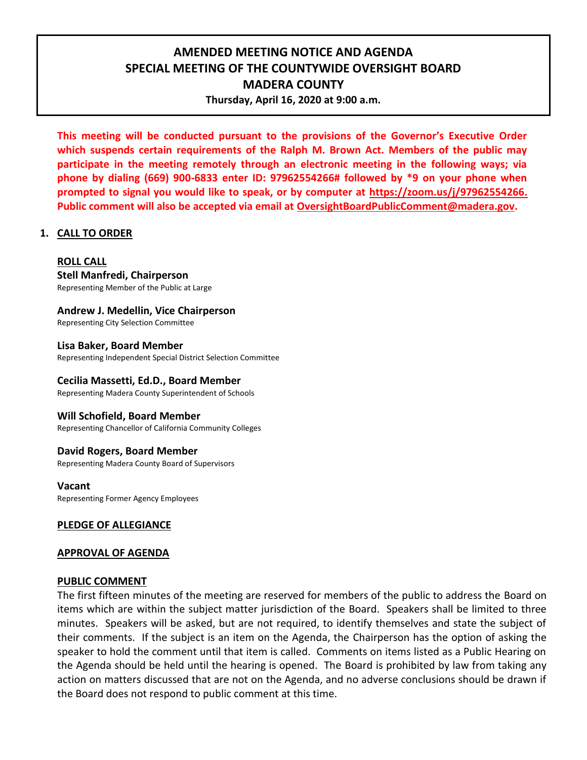# AMENDED MEETING NOTICE AND AGENDA
# SPECIAL MEETING OF THE COUNTYWIDE OVERSIGHT BOARD
# MADERA COUNTY

**Thursday, April 16, 2020 at 9:00 a.m.**

**This meeting will be conducted pursuant to the provisions of the Governor's Executive Order which suspends certain requirements of the Ralph M. Brown Act. Members of the public may participate in the meeting remotely through an electronic meeting in the following ways; via phone by dialing (669) 900-6833 enter ID: 97962554266# followed by *9 on your phone when prompted to signal you would like to speak, or by computer at https://zoom.us/j/97962554266. Public comment will also be accepted via email at OversightBoardPublicComment@madera.gov.**

## 1. CALL TO ORDER

**ROLL CALL**

**Stell Manfredi, Chairperson**
Representing Member of the Public at Large

**Andrew J. Medellin, Vice Chairperson**
Representing City Selection Committee

**Lisa Baker, Board Member**
Representing Independent Special District Selection Committee

**Cecilia Massetti, Ed.D., Board Member**
Representing Madera County Superintendent of Schools

**Will Schofield, Board Member**
Representing Chancellor of California Community Colleges

**David Rogers, Board Member**
Representing Madera County Board of Supervisors

**Vacant**
Representing Former Agency Employees

**PLEDGE OF ALLEGIANCE**

**APPROVAL OF AGENDA**

**PUBLIC COMMENT**

The first fifteen minutes of the meeting are reserved for members of the public to address the Board on items which are within the subject matter jurisdiction of the Board. Speakers shall be limited to three minutes. Speakers will be asked, but are not required, to identify themselves and state the subject of their comments. If the subject is an item on the Agenda, the Chairperson has the option of asking the speaker to hold the comment until that item is called. Comments on items listed as a Public Hearing on the Agenda should be held until the hearing is opened. The Board is prohibited by law from taking any action on matters discussed that are not on the Agenda, and no adverse conclusions should be drawn if the Board does not respond to public comment at this time.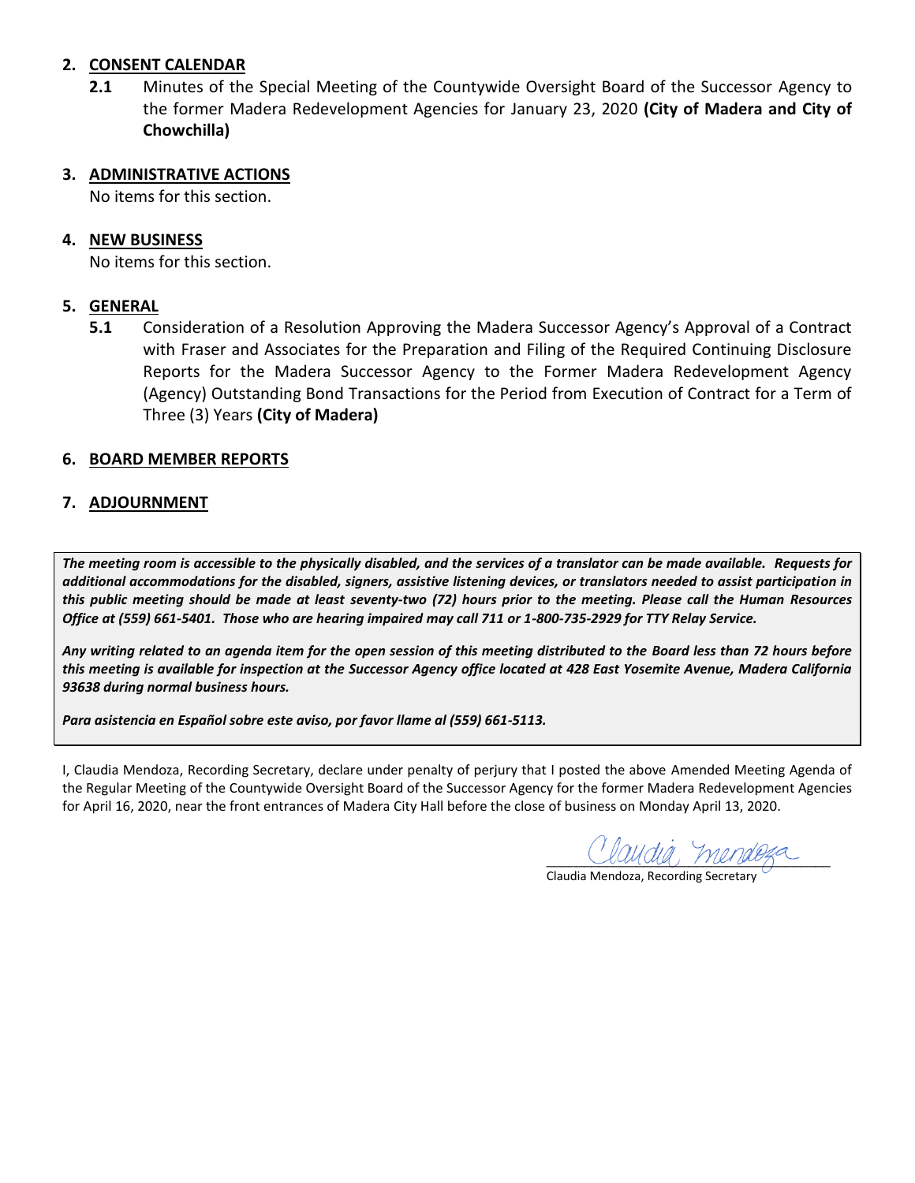## 2. CONSENT CALENDAR

**2.1** Minutes of the Special Meeting of the Countywide Oversight Board of the Successor Agency to the former Madera Redevelopment Agencies for January 23, 2020 **(City of Madera and City of Chowchilla)**

## 3. ADMINISTRATIVE ACTIONS

No items for this section.

## 4. NEW BUSINESS

No items for this section.

## 5. GENERAL

**5.1** Consideration of a Resolution Approving the Madera Successor Agency's Approval of a Contract with Fraser and Associates for the Preparation and Filing of the Required Continuing Disclosure Reports for the Madera Successor Agency to the Former Madera Redevelopment Agency (Agency) Outstanding Bond Transactions for the Period from Execution of Contract for a Term of Three (3) Years **(City of Madera)**

## 6. BOARD MEMBER REPORTS

## 7. ADJOURNMENT

***The meeting room is accessible to the physically disabled, and the services of a translator can be made available. Requests for additional accommodations for the disabled, signers, assistive listening devices, or translators needed to assist participation in this public meeting should be made at least seventy-two (72) hours prior to the meeting. Please call the Human Resources Office at (559) 661-5401. Those who are hearing impaired may call 711 or 1-800-735-2929 for TTY Relay Service.***

***Any writing related to an agenda item for the open session of this meeting distributed to the Board less than 72 hours before this meeting is available for inspection at the Successor Agency office located at 428 East Yosemite Avenue, Madera California 93638 during normal business hours.***

***Para asistencia en Español sobre este aviso, por favor llame al (559) 661-5113.***

I, Claudia Mendoza, Recording Secretary, declare under penalty of perjury that I posted the above Amended Meeting Agenda of the Regular Meeting of the Countywide Oversight Board of the Successor Agency for the former Madera Redevelopment Agencies for April 16, 2020, near the front entrances of Madera City Hall before the close of business on Monday April 13, 2020.

Claudia Mendoza

Claudia Mendoza, Recording Secretary